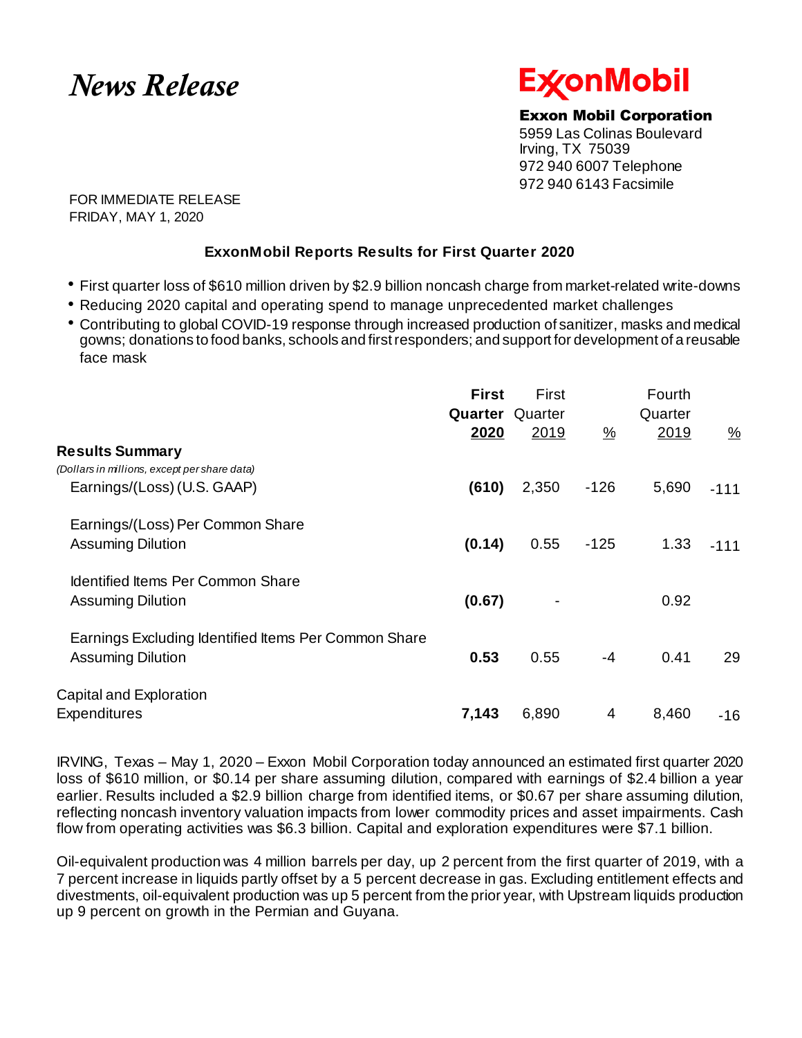# News Release

**ExxonMobil**

**Exxon Mobil Corporation**
5959 Las Colinas Boulevard
Irving, TX 75039
972 940 6007 Telephone
972 940 6143 Facsimile

FOR IMMEDIATE RELEASE
FRIDAY, MAY 1, 2020

## ExxonMobil Reports Results for First Quarter 2020

- First quarter loss of $610 million driven by $2.9 billion noncash charge from market-related write-downs
- Reducing 2020 capital and operating spend to manage unprecedented market challenges
- Contributing to global COVID-19 response through increased production of sanitizer, masks and medical gowns; donations to food banks, schools and first responders; and support for development of a reusable face mask

| **Results Summary** <br> *(Dollars in millions, except per share data)* | **First Quarter 2020** | First Quarter 2019 | % | Fourth Quarter 2019 | % |
|---|---|---|---|---|---|
| Earnings/(Loss) (U.S. GAAP) | **(610)** | 2,350 | -126 | 5,690 | -111 |
| Earnings/(Loss) Per Common Share Assuming Dilution | **(0.14)** | 0.55 | -125 | 1.33 | -111 |
| Identified Items Per Common Share Assuming Dilution | **(0.67)** | - | | 0.92 | |
| Earnings Excluding Identified Items Per Common Share Assuming Dilution | **0.53** | 0.55 | -4 | 0.41 | 29 |
| Capital and Exploration Expenditures | **7,143** | 6,890 | 4 | 8,460 | -16 |

IRVING, Texas – May 1, 2020 – Exxon Mobil Corporation today announced an estimated first quarter 2020 loss of $610 million, or $0.14 per share assuming dilution, compared with earnings of $2.4 billion a year earlier. Results included a $2.9 billion charge from identified items, or $0.67 per share assuming dilution, reflecting noncash inventory valuation impacts from lower commodity prices and asset impairments. Cash flow from operating activities was $6.3 billion. Capital and exploration expenditures were $7.1 billion.

Oil-equivalent production was 4 million barrels per day, up 2 percent from the first quarter of 2019, with a 7 percent increase in liquids partly offset by a 5 percent decrease in gas. Excluding entitlement effects and divestments, oil-equivalent production was up 5 percent from the prior year, with Upstream liquids production up 9 percent on growth in the Permian and Guyana.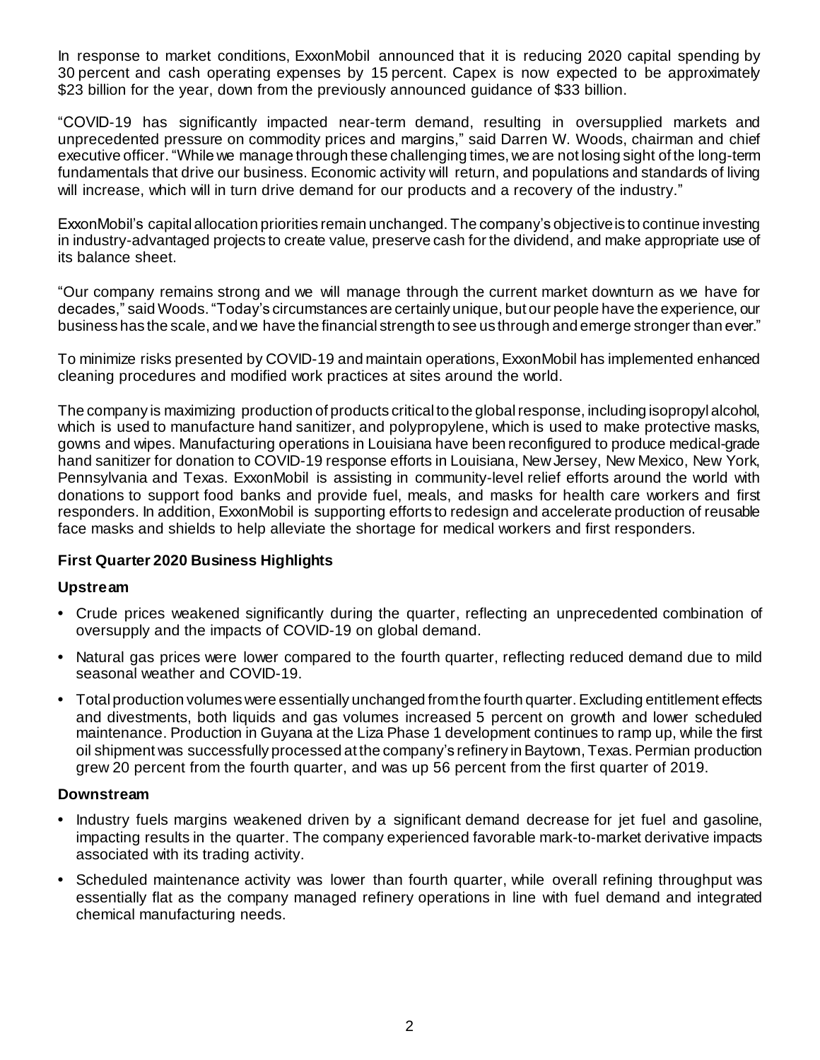In response to market conditions, ExxonMobil announced that it is reducing 2020 capital spending by 30 percent and cash operating expenses by 15 percent. Capex is now expected to be approximately $23 billion for the year, down from the previously announced guidance of $33 billion.

"COVID-19 has significantly impacted near-term demand, resulting in oversupplied markets and unprecedented pressure on commodity prices and margins," said Darren W. Woods, chairman and chief executive officer. "While we manage through these challenging times, we are not losing sight of the long-term fundamentals that drive our business. Economic activity will return, and populations and standards of living will increase, which will in turn drive demand for our products and a recovery of the industry."

ExxonMobil's capital allocation priorities remain unchanged. The company's objective is to continue investing in industry-advantaged projects to create value, preserve cash for the dividend, and make appropriate use of its balance sheet.

"Our company remains strong and we will manage through the current market downturn as we have for decades," said Woods. "Today's circumstances are certainly unique, but our people have the experience, our business has the scale, and we have the financial strength to see us through and emerge stronger than ever."

To minimize risks presented by COVID-19 and maintain operations, ExxonMobil has implemented enhanced cleaning procedures and modified work practices at sites around the world.

The company is maximizing production of products critical to the global response, including isopropyl alcohol, which is used to manufacture hand sanitizer, and polypropylene, which is used to make protective masks, gowns and wipes. Manufacturing operations in Louisiana have been reconfigured to produce medical-grade hand sanitizer for donation to COVID-19 response efforts in Louisiana, New Jersey, New Mexico, New York, Pennsylvania and Texas. ExxonMobil is assisting in community-level relief efforts around the world with donations to support food banks and provide fuel, meals, and masks for health care workers and first responders. In addition, ExxonMobil is supporting efforts to redesign and accelerate production of reusable face masks and shields to help alleviate the shortage for medical workers and first responders.

**First Quarter 2020 Business Highlights**

**Upstream**

- Crude prices weakened significantly during the quarter, reflecting an unprecedented combination of oversupply and the impacts of COVID-19 on global demand.
- Natural gas prices were lower compared to the fourth quarter, reflecting reduced demand due to mild seasonal weather and COVID-19.
- Total production volumes were essentially unchanged from the fourth quarter. Excluding entitlement effects and divestments, both liquids and gas volumes increased 5 percent on growth and lower scheduled maintenance. Production in Guyana at the Liza Phase 1 development continues to ramp up, while the first oil shipment was successfully processed at the company's refinery in Baytown, Texas. Permian production grew 20 percent from the fourth quarter, and was up 56 percent from the first quarter of 2019.

**Downstream**

- Industry fuels margins weakened driven by a significant demand decrease for jet fuel and gasoline, impacting results in the quarter. The company experienced favorable mark-to-market derivative impacts associated with its trading activity.
- Scheduled maintenance activity was lower than fourth quarter, while overall refining throughput was essentially flat as the company managed refinery operations in line with fuel demand and integrated chemical manufacturing needs.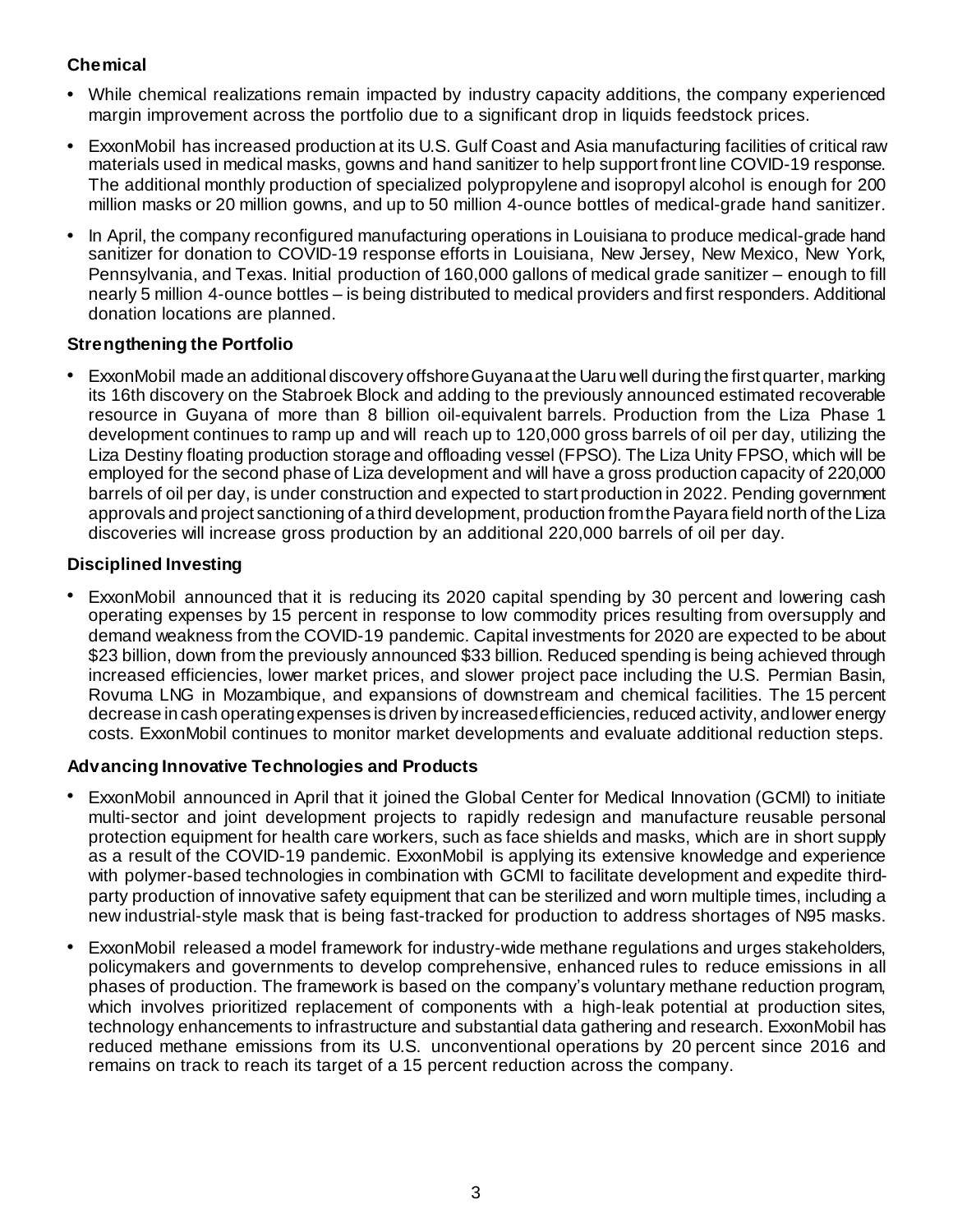### Chemical

- While chemical realizations remain impacted by industry capacity additions, the company experienced margin improvement across the portfolio due to a significant drop in liquids feedstock prices.
- ExxonMobil has increased production at its U.S. Gulf Coast and Asia manufacturing facilities of critical raw materials used in medical masks, gowns and hand sanitizer to help support front line COVID-19 response. The additional monthly production of specialized polypropylene and isopropyl alcohol is enough for 200 million masks or 20 million gowns, and up to 50 million 4-ounce bottles of medical-grade hand sanitizer.
- In April, the company reconfigured manufacturing operations in Louisiana to produce medical-grade hand sanitizer for donation to COVID-19 response efforts in Louisiana, New Jersey, New Mexico, New York, Pennsylvania, and Texas. Initial production of 160,000 gallons of medical grade sanitizer – enough to fill nearly 5 million 4-ounce bottles – is being distributed to medical providers and first responders. Additional donation locations are planned.

### Strengthening the Portfolio

- ExxonMobil made an additional discovery offshore Guyana at the Uaru well during the first quarter, marking its 16th discovery on the Stabroek Block and adding to the previously announced estimated recoverable resource in Guyana of more than 8 billion oil-equivalent barrels. Production from the Liza Phase 1 development continues to ramp up and will reach up to 120,000 gross barrels of oil per day, utilizing the Liza Destiny floating production storage and offloading vessel (FPSO). The Liza Unity FPSO, which will be employed for the second phase of Liza development and will have a gross production capacity of 220,000 barrels of oil per day, is under construction and expected to start production in 2022. Pending government approvals and project sanctioning of a third development, production from the Payara field north of the Liza discoveries will increase gross production by an additional 220,000 barrels of oil per day.

### Disciplined Investing

- ExxonMobil announced that it is reducing its 2020 capital spending by 30 percent and lowering cash operating expenses by 15 percent in response to low commodity prices resulting from oversupply and demand weakness from the COVID-19 pandemic. Capital investments for 2020 are expected to be about $23 billion, down from the previously announced $33 billion. Reduced spending is being achieved through increased efficiencies, lower market prices, and slower project pace including the U.S. Permian Basin, Rovuma LNG in Mozambique, and expansions of downstream and chemical facilities. The 15 percent decrease in cash operating expenses is driven by increased efficiencies, reduced activity, and lower energy costs. ExxonMobil continues to monitor market developments and evaluate additional reduction steps.

### Advancing Innovative Technologies and Products

- ExxonMobil announced in April that it joined the Global Center for Medical Innovation (GCMI) to initiate multi-sector and joint development projects to rapidly redesign and manufacture reusable personal protection equipment for health care workers, such as face shields and masks, which are in short supply as a result of the COVID-19 pandemic. ExxonMobil is applying its extensive knowledge and experience with polymer-based technologies in combination with GCMI to facilitate development and expedite third-party production of innovative safety equipment that can be sterilized and worn multiple times, including a new industrial-style mask that is being fast-tracked for production to address shortages of N95 masks.
- ExxonMobil released a model framework for industry-wide methane regulations and urges stakeholders, policymakers and governments to develop comprehensive, enhanced rules to reduce emissions in all phases of production. The framework is based on the company's voluntary methane reduction program, which involves prioritized replacement of components with a high-leak potential at production sites, technology enhancements to infrastructure and substantial data gathering and research. ExxonMobil has reduced methane emissions from its U.S. unconventional operations by 20 percent since 2016 and remains on track to reach its target of a 15 percent reduction across the company.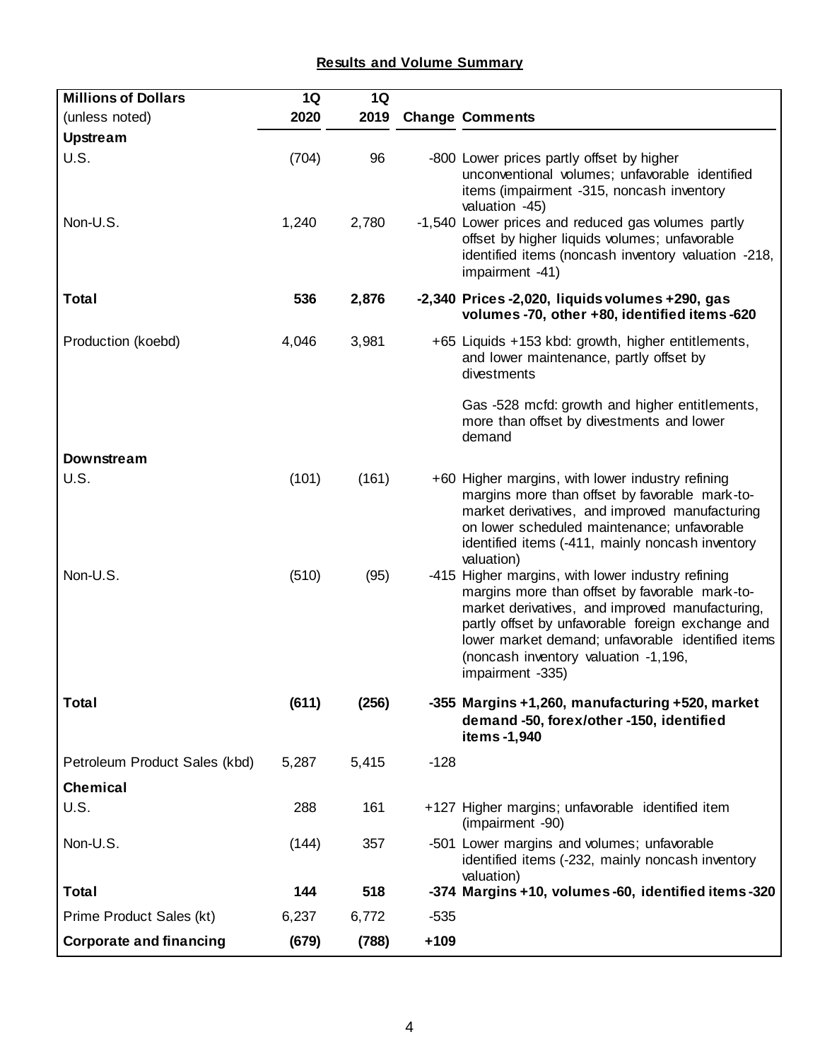## Results and Volume Summary

| Millions of Dollars (unless noted) | 1Q 2020 | 1Q 2019 | Change | Comments |
|---|---|---|---|---|
| **Upstream** | | | | |
| U.S. | (704) | 96 | -800 | Lower prices partly offset by higher unconventional volumes; unfavorable identified items (impairment -315, noncash inventory valuation -45) |
| Non-U.S. | 1,240 | 2,780 | -1,540 | Lower prices and reduced gas volumes partly offset by higher liquids volumes; unfavorable identified items (noncash inventory valuation -218, impairment -41) |
| **Total** | **536** | **2,876** | **-2,340** | **Prices -2,020, liquids volumes +290, gas volumes -70, other +80, identified items -620** |
| Production (koebd) | 4,046 | 3,981 | +65 | Liquids +153 kbd: growth, higher entitlements, and lower maintenance, partly offset by divestments<br><br>Gas -528 mcfd: growth and higher entitlements, more than offset by divestments and lower demand |
| **Downstream** | | | | |
| U.S. | (101) | (161) | +60 | Higher margins, with lower industry refining margins more than offset by favorable mark-to-market derivatives, and improved manufacturing on lower scheduled maintenance; unfavorable identified items (-411, mainly noncash inventory valuation) |
| Non-U.S. | (510) | (95) | -415 | Higher margins, with lower industry refining margins more than offset by favorable mark-to-market derivatives, and improved manufacturing, partly offset by unfavorable foreign exchange and lower market demand; unfavorable identified items (noncash inventory valuation -1,196, impairment -335) |
| **Total** | **(611)** | **(256)** | **-355** | **Margins +1,260, manufacturing +520, market demand -50, forex/other -150, identified items -1,940** |
| Petroleum Product Sales (kbd) | 5,287 | 5,415 | -128 | |
| **Chemical** | | | | |
| U.S. | 288 | 161 | +127 | Higher margins; unfavorable identified item (impairment -90) |
| Non-U.S. | (144) | 357 | -501 | Lower margins and volumes; unfavorable identified items (-232, mainly noncash inventory valuation) |
| **Total** | **144** | **518** | **-374** | **Margins +10, volumes -60, identified items -320** |
| Prime Product Sales (kt) | 6,237 | 6,772 | -535 | |
| **Corporate and financing** | **(679)** | **(788)** | **+109** | |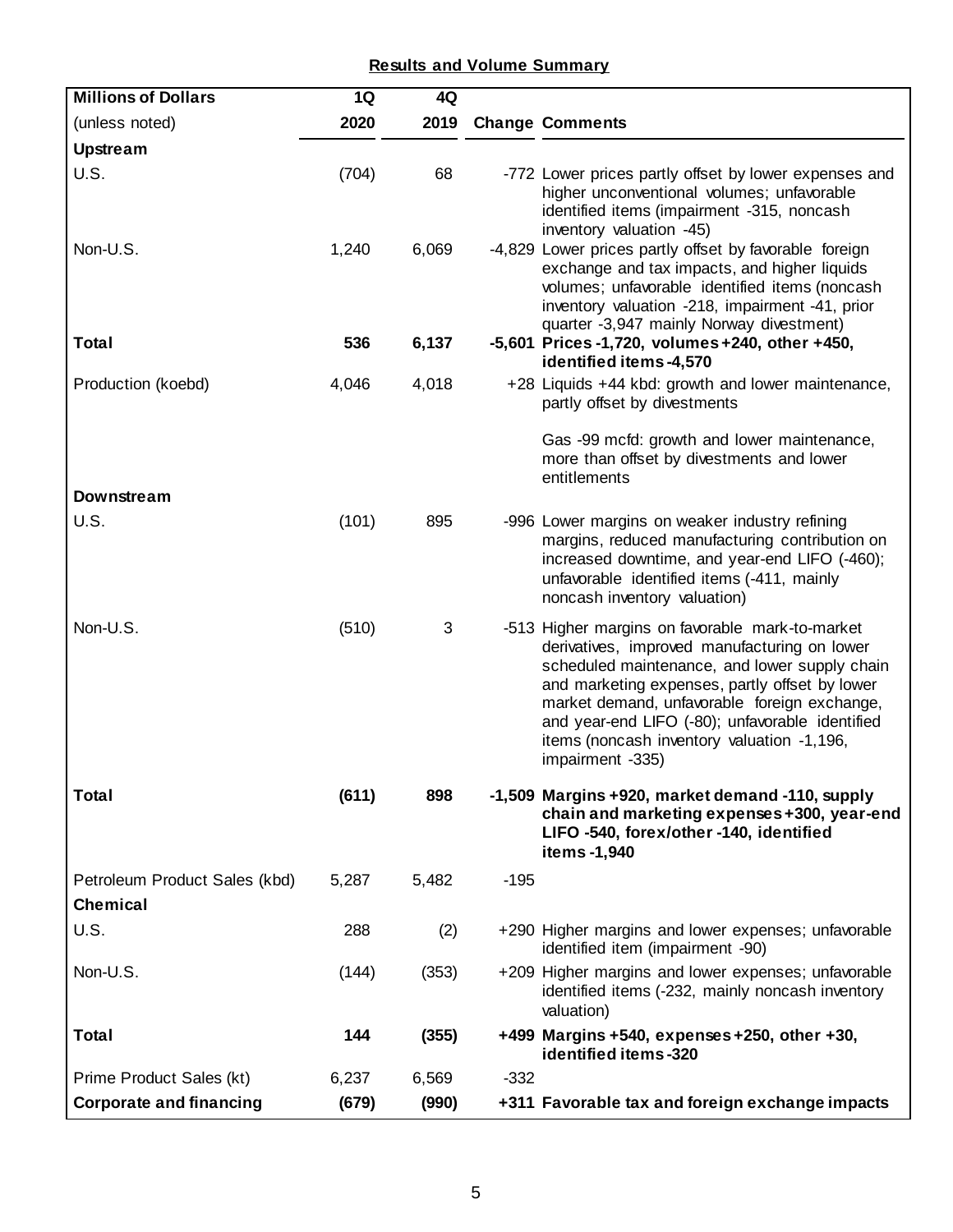## Results and Volume Summary

| Millions of Dollars (unless noted) | 1Q 2020 | 4Q 2019 | Change | Comments |
|---|---|---|---|---|
| **Upstream** | | | | |
| U.S. | (704) | 68 | -772 | Lower prices partly offset by lower expenses and higher unconventional volumes; unfavorable identified items (impairment -315, noncash inventory valuation -45) |
| Non-U.S. | 1,240 | 6,069 | -4,829 | Lower prices partly offset by favorable foreign exchange and tax impacts, and higher liquids volumes; unfavorable identified items (noncash inventory valuation -218, impairment -41, prior quarter -3,947 mainly Norway divestment) |
| **Total** | **536** | **6,137** | **-5,601** | **Prices -1,720, volumes +240, other +450, identified items -4,570** |
| Production (koebd) | 4,046 | 4,018 | +28 | Liquids +44 kbd: growth and lower maintenance, partly offset by divestments<br><br>Gas -99 mcfd: growth and lower maintenance, more than offset by divestments and lower entitlements |
| **Downstream** | | | | |
| U.S. | (101) | 895 | -996 | Lower margins on weaker industry refining margins, reduced manufacturing contribution on increased downtime, and year-end LIFO (-460); unfavorable identified items (-411, mainly noncash inventory valuation) |
| Non-U.S. | (510) | 3 | -513 | Higher margins on favorable mark-to-market derivatives, improved manufacturing on lower scheduled maintenance, and lower supply chain and marketing expenses, partly offset by lower market demand, unfavorable foreign exchange, and year-end LIFO (-80); unfavorable identified items (noncash inventory valuation -1,196, impairment -335) |
| **Total** | **(611)** | **898** | **-1,509** | **Margins +920, market demand -110, supply chain and marketing expenses +300, year-end LIFO -540, forex/other -140, identified items -1,940** |
| Petroleum Product Sales (kbd) | 5,287 | 5,482 | -195 | |
| **Chemical** | | | | |
| U.S. | 288 | (2) | +290 | Higher margins and lower expenses; unfavorable identified item (impairment -90) |
| Non-U.S. | (144) | (353) | +209 | Higher margins and lower expenses; unfavorable identified items (-232, mainly noncash inventory valuation) |
| **Total** | **144** | **(355)** | **+499** | **Margins +540, expenses +250, other +30, identified items -320** |
| Prime Product Sales (kt) | 6,237 | 6,569 | -332 | |
| **Corporate and financing** | **(679)** | **(990)** | **+311** | **Favorable tax and foreign exchange impacts** |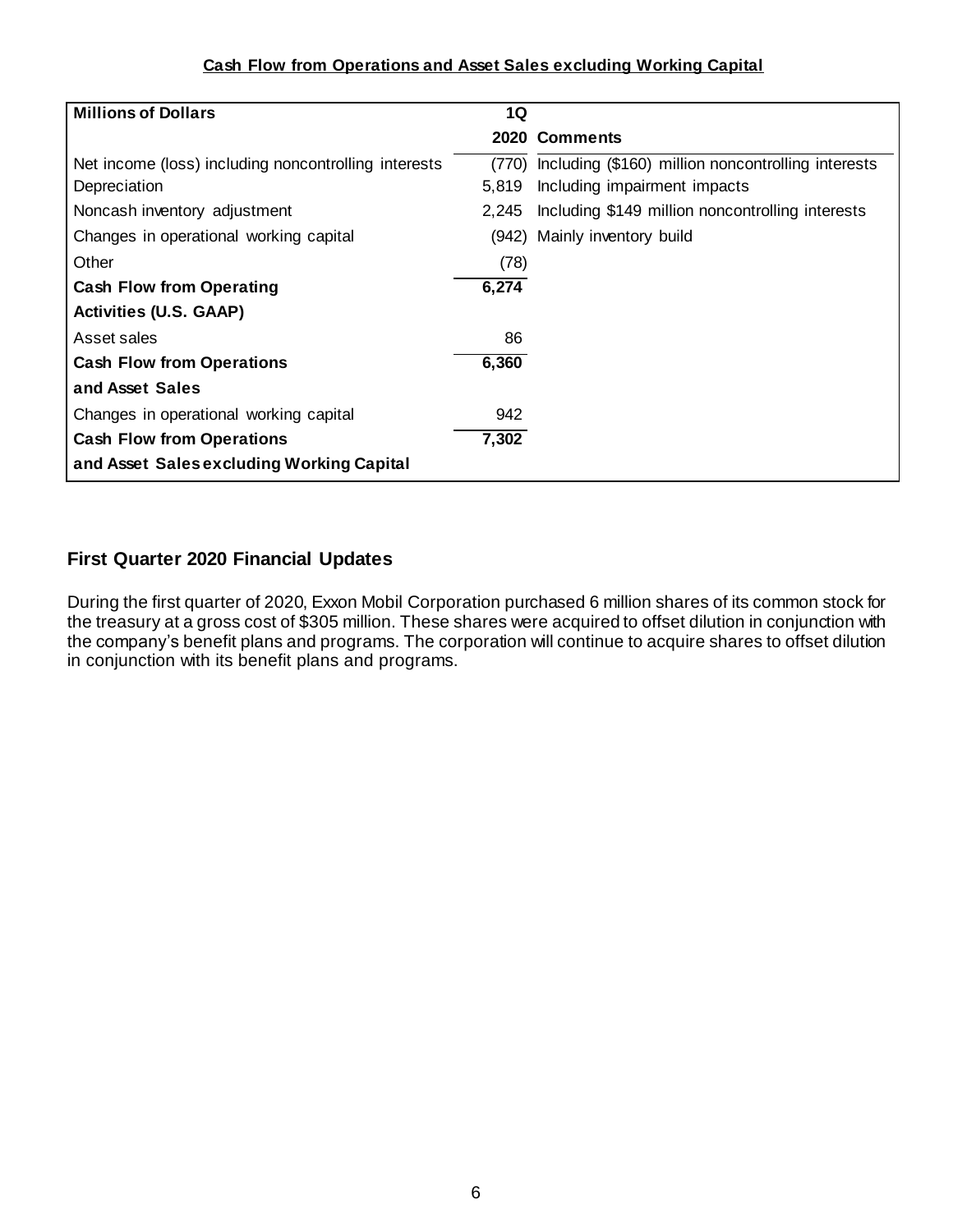## Cash Flow from Operations and Asset Sales excluding Working Capital

| Millions of Dollars | 1Q 2020 | Comments |
|---|---|---|
| Net income (loss) including noncontrolling interests | (770) | Including ($160) million noncontrolling interests |
| Depreciation | 5,819 | Including impairment impacts |
| Noncash inventory adjustment | 2,245 | Including $149 million noncontrolling interests |
| Changes in operational working capital | (942) | Mainly inventory build |
| Other | (78) | |
| **Cash Flow from Operating Activities (U.S. GAAP)** | **6,274** | |
| Asset sales | 86 | |
| **Cash Flow from Operations and Asset Sales** | **6,360** | |
| Changes in operational working capital | 942 | |
| **Cash Flow from Operations and Asset Sales excluding Working Capital** | **7,302** | |

## First Quarter 2020 Financial Updates

During the first quarter of 2020, Exxon Mobil Corporation purchased 6 million shares of its common stock for the treasury at a gross cost of $305 million. These shares were acquired to offset dilution in conjunction with the company's benefit plans and programs. The corporation will continue to acquire shares to offset dilution in conjunction with its benefit plans and programs.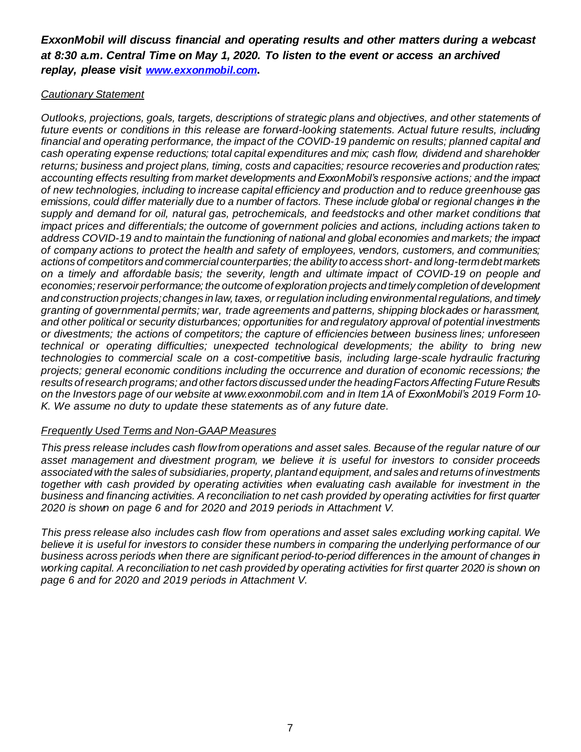***ExxonMobil will discuss financial and operating results and other matters during a webcast at 8:30 a.m. Central Time on May 1, 2020. To listen to the event or access an archived replay, please visit [www.exxonmobil.com](http://www.exxonmobil.com).***

*Cautionary Statement*

*Outlooks, projections, goals, targets, descriptions of strategic plans and objectives, and other statements of future events or conditions in this release are forward-looking statements. Actual future results, including financial and operating performance, the impact of the COVID-19 pandemic on results; planned capital and cash operating expense reductions; total capital expenditures and mix; cash flow, dividend and shareholder returns; business and project plans, timing, costs and capacities; resource recoveries and production rates; accounting effects resulting from market developments and ExxonMobil's responsive actions; and the impact of new technologies, including to increase capital efficiency and production and to reduce greenhouse gas emissions, could differ materially due to a number of factors. These include global or regional changes in the supply and demand for oil, natural gas, petrochemicals, and feedstocks and other market conditions that impact prices and differentials; the outcome of government policies and actions, including actions taken to address COVID-19 and to maintain the functioning of national and global economies and markets; the impact of company actions to protect the health and safety of employees, vendors, customers, and communities; actions of competitors and commercial counterparties; the ability to access short- and long-term debt markets on a timely and affordable basis; the severity, length and ultimate impact of COVID-19 on people and economies; reservoir performance; the outcome of exploration projects and timely completion of development and construction projects; changes in law, taxes, or regulation including environmental regulations, and timely granting of governmental permits; war, trade agreements and patterns, shipping blockades or harassment, and other political or security disturbances; opportunities for and regulatory approval of potential investments or divestments; the actions of competitors; the capture of efficiencies between business lines; unforeseen technical or operating difficulties; unexpected technological developments; the ability to bring new technologies to commercial scale on a cost-competitive basis, including large-scale hydraulic fracturing projects; general economic conditions including the occurrence and duration of economic recessions; the results of research programs; and other factors discussed under the heading Factors Affecting Future Results on the Investors page of our website at www.exxonmobil.com and in Item 1A of ExxonMobil's 2019 Form 10-K. We assume no duty to update these statements as of any future date.*

*Frequently Used Terms and Non-GAAP Measures*

*This press release includes cash flow from operations and asset sales. Because of the regular nature of our asset management and divestment program, we believe it is useful for investors to consider proceeds associated with the sales of subsidiaries, property, plant and equipment, and sales and returns of investments together with cash provided by operating activities when evaluating cash available for investment in the business and financing activities. A reconciliation to net cash provided by operating activities for first quarter 2020 is shown on page 6 and for 2020 and 2019 periods in Attachment V.*

*This press release also includes cash flow from operations and asset sales excluding working capital. We believe it is useful for investors to consider these numbers in comparing the underlying performance of our business across periods when there are significant period-to-period differences in the amount of changes in working capital. A reconciliation to net cash provided by operating activities for first quarter 2020 is shown on page 6 and for 2020 and 2019 periods in Attachment V.*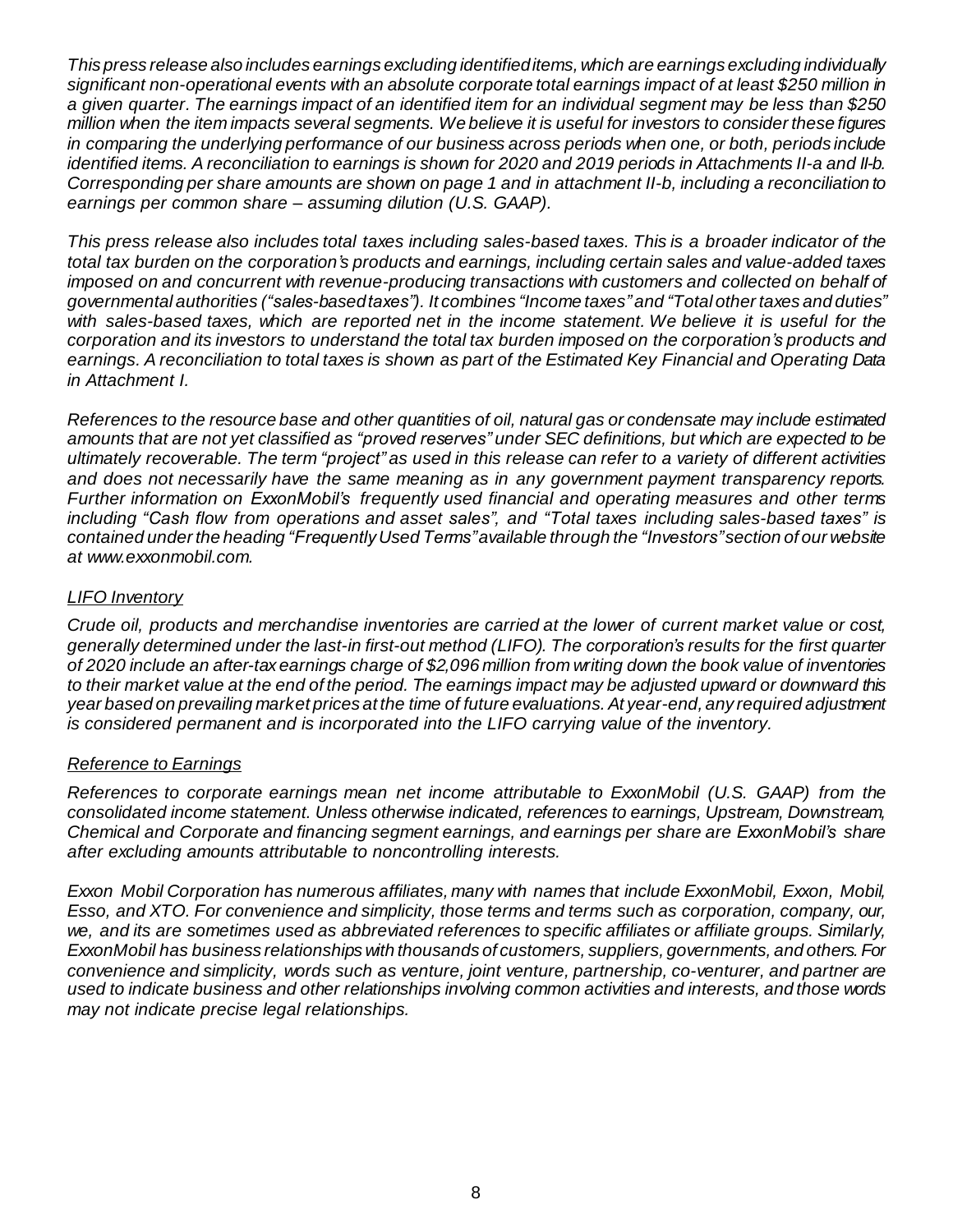*This press release also includes earnings excluding identified items, which are earnings excluding individually significant non-operational events with an absolute corporate total earnings impact of at least $250 million in a given quarter. The earnings impact of an identified item for an individual segment may be less than $250 million when the item impacts several segments. We believe it is useful for investors to consider these figures in comparing the underlying performance of our business across periods when one, or both, periods include identified items. A reconciliation to earnings is shown for 2020 and 2019 periods in Attachments II-a and II-b. Corresponding per share amounts are shown on page 1 and in attachment II-b, including a reconciliation to earnings per common share – assuming dilution (U.S. GAAP).*

*This press release also includes total taxes including sales-based taxes. This is a broader indicator of the total tax burden on the corporation's products and earnings, including certain sales and value-added taxes imposed on and concurrent with revenue-producing transactions with customers and collected on behalf of governmental authorities ("sales-based taxes"). It combines "Income taxes" and "Total other taxes and duties" with sales-based taxes, which are reported net in the income statement. We believe it is useful for the corporation and its investors to understand the total tax burden imposed on the corporation's products and earnings. A reconciliation to total taxes is shown as part of the Estimated Key Financial and Operating Data in Attachment I.*

*References to the resource base and other quantities of oil, natural gas or condensate may include estimated amounts that are not yet classified as "proved reserves" under SEC definitions, but which are expected to be ultimately recoverable. The term "project" as used in this release can refer to a variety of different activities and does not necessarily have the same meaning as in any government payment transparency reports. Further information on ExxonMobil's frequently used financial and operating measures and other terms including "Cash flow from operations and asset sales", and "Total taxes including sales-based taxes" is contained under the heading "Frequently Used Terms" available through the "Investors" section of our website at www.exxonmobil.com.*

*LIFO Inventory*

*Crude oil, products and merchandise inventories are carried at the lower of current market value or cost, generally determined under the last-in first-out method (LIFO). The corporation's results for the first quarter of 2020 include an after-tax earnings charge of $2,096 million from writing down the book value of inventories to their market value at the end of the period. The earnings impact may be adjusted upward or downward this year based on prevailing market prices at the time of future evaluations. At year-end, any required adjustment is considered permanent and is incorporated into the LIFO carrying value of the inventory.*

*Reference to Earnings*

*References to corporate earnings mean net income attributable to ExxonMobil (U.S. GAAP) from the consolidated income statement. Unless otherwise indicated, references to earnings, Upstream, Downstream, Chemical and Corporate and financing segment earnings, and earnings per share are ExxonMobil's share after excluding amounts attributable to noncontrolling interests.*

*Exxon Mobil Corporation has numerous affiliates, many with names that include ExxonMobil, Exxon, Mobil, Esso, and XTO. For convenience and simplicity, those terms and terms such as corporation, company, our, we, and its are sometimes used as abbreviated references to specific affiliates or affiliate groups. Similarly, ExxonMobil has business relationships with thousands of customers, suppliers, governments, and others. For convenience and simplicity, words such as venture, joint venture, partnership, co-venturer, and partner are used to indicate business and other relationships involving common activities and interests, and those words may not indicate precise legal relationships.*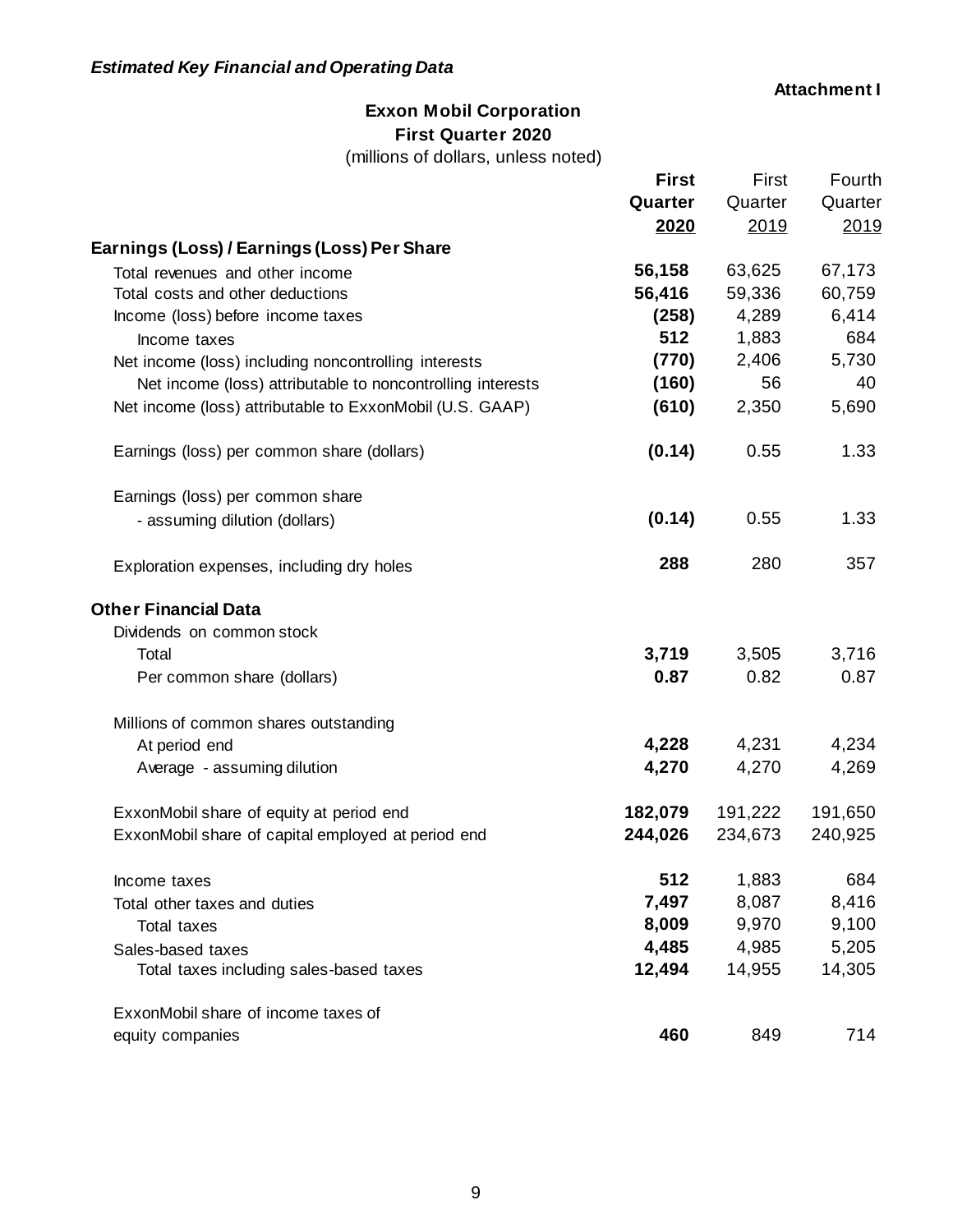*Estimated Key Financial and Operating Data*

**Attachment I**

**Exxon Mobil Corporation**
**First Quarter 2020**
(millions of dollars, unless noted)

| | **First Quarter 2020** | First Quarter 2019 | Fourth Quarter 2019 |
|---|---|---|---|
| **Earnings (Loss) / Earnings (Loss) Per Share** | | | |
| Total revenues and other income | **56,158** | 63,625 | 67,173 |
| Total costs and other deductions | **56,416** | 59,336 | 60,759 |
| Income (loss) before income taxes | **(258)** | 4,289 | 6,414 |
| Income taxes | **512** | 1,883 | 684 |
| Net income (loss) including noncontrolling interests | **(770)** | 2,406 | 5,730 |
| Net income (loss) attributable to noncontrolling interests | **(160)** | 56 | 40 |
| Net income (loss) attributable to ExxonMobil (U.S. GAAP) | **(610)** | 2,350 | 5,690 |
| Earnings (loss) per common share (dollars) | **(0.14)** | 0.55 | 1.33 |
| Earnings (loss) per common share - assuming dilution (dollars) | **(0.14)** | 0.55 | 1.33 |
| Exploration expenses, including dry holes | **288** | 280 | 357 |
| **Other Financial Data** | | | |
| Dividends on common stock | | | |
| Total | **3,719** | 3,505 | 3,716 |
| Per common share (dollars) | **0.87** | 0.82 | 0.87 |
| Millions of common shares outstanding | | | |
| At period end | **4,228** | 4,231 | 4,234 |
| Average - assuming dilution | **4,270** | 4,270 | 4,269 |
| ExxonMobil share of equity at period end | **182,079** | 191,222 | 191,650 |
| ExxonMobil share of capital employed at period end | **244,026** | 234,673 | 240,925 |
| Income taxes | **512** | 1,883 | 684 |
| Total other taxes and duties | **7,497** | 8,087 | 8,416 |
| Total taxes | **8,009** | 9,970 | 9,100 |
| Sales-based taxes | **4,485** | 4,985 | 5,205 |
| Total taxes including sales-based taxes | **12,494** | 14,955 | 14,305 |
| ExxonMobil share of income taxes of equity companies | **460** | 849 | 714 |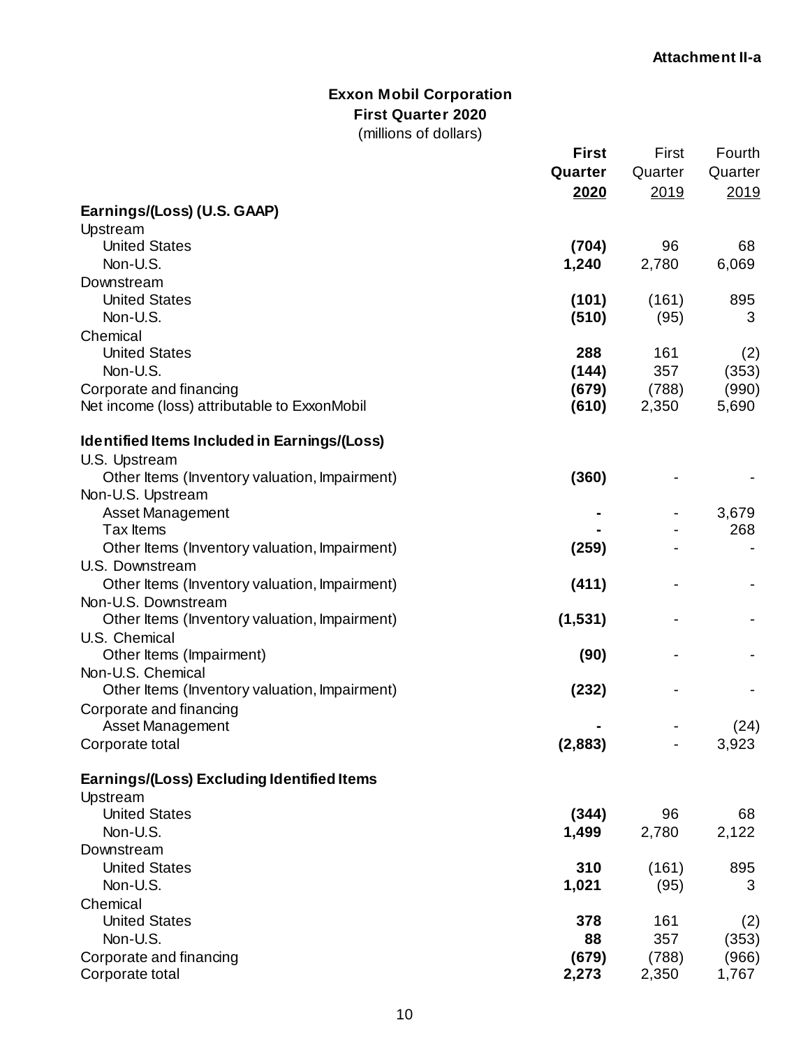**Attachment II-a**

## Exxon Mobil Corporation
### First Quarter 2020
(millions of dollars)

| | **First Quarter 2020** | First Quarter 2019 | Fourth Quarter 2019 |
|---|---|---|---|
| **Earnings/(Loss) (U.S. GAAP)** | | | |
| Upstream | | | |
| United States | **(704)** | 96 | 68 |
| Non-U.S. | **1,240** | 2,780 | 6,069 |
| Downstream | | | |
| United States | **(101)** | (161) | 895 |
| Non-U.S. | **(510)** | (95) | 3 |
| Chemical | | | |
| United States | **288** | 161 | (2) |
| Non-U.S. | **(144)** | 357 | (353) |
| Corporate and financing | **(679)** | (788) | (990) |
| Net income (loss) attributable to ExxonMobil | **(610)** | 2,350 | 5,690 |
| | | | |
| **Identified Items Included in Earnings/(Loss)** | | | |
| U.S. Upstream | | | |
| Other Items (Inventory valuation, Impairment) | **(360)** | - | - |
| Non-U.S. Upstream | | | |
| Asset Management | **-** | - | 3,679 |
| Tax Items | **-** | - | 268 |
| Other Items (Inventory valuation, Impairment) | **(259)** | - | - |
| U.S. Downstream | | | |
| Other Items (Inventory valuation, Impairment) | **(411)** | - | - |
| Non-U.S. Downstream | | | |
| Other Items (Inventory valuation, Impairment) | **(1,531)** | - | - |
| U.S. Chemical | | | |
| Other Items (Impairment) | **(90)** | - | - |
| Non-U.S. Chemical | | | |
| Other Items (Inventory valuation, Impairment) | **(232)** | - | - |
| Corporate and financing | | | |
| Asset Management | **-** | - | (24) |
| Corporate total | **(2,883)** | - | 3,923 |
| | | | |
| **Earnings/(Loss) Excluding Identified Items** | | | |
| Upstream | | | |
| United States | **(344)** | 96 | 68 |
| Non-U.S. | **1,499** | 2,780 | 2,122 |
| Downstream | | | |
| United States | **310** | (161) | 895 |
| Non-U.S. | **1,021** | (95) | 3 |
| Chemical | | | |
| United States | **378** | 161 | (2) |
| Non-U.S. | **88** | 357 | (353) |
| Corporate and financing | **(679)** | (788) | (966) |
| Corporate total | **2,273** | 2,350 | 1,767 |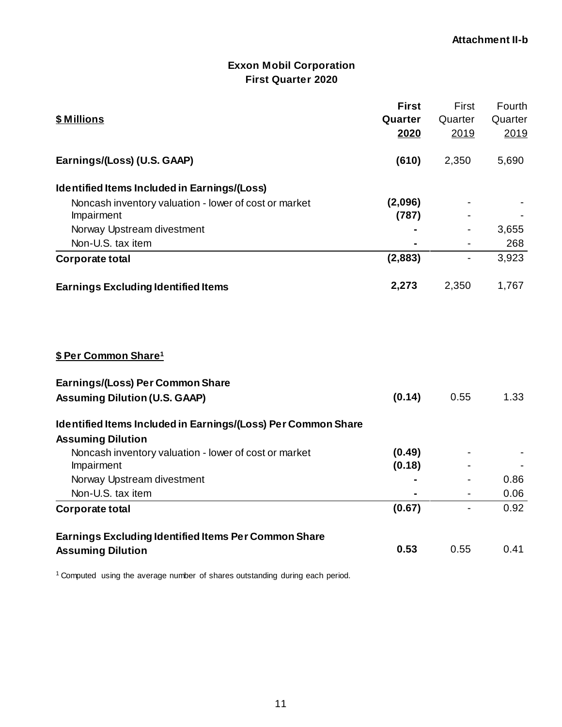Attachment II-b

## Exxon Mobil Corporation
## First Quarter 2020

| $ Millions | First Quarter 2020 | First Quarter 2019 | Fourth Quarter 2019 |
|---|---|---|---|
| **Earnings/(Loss) (U.S. GAAP)** | **(610)** | 2,350 | 5,690 |
| **Identified Items Included in Earnings/(Loss)** | | | |
| Noncash inventory valuation - lower of cost or market | **(2,096)** | - | - |
| Impairment | **(787)** | - | - |
| Norway Upstream divestment | **-** | - | 3,655 |
| Non-U.S. tax item | **-** | - | 268 |
| **Corporate total** | **(2,883)** | - | 3,923 |
| **Earnings Excluding Identified Items** | **2,273** | 2,350 | 1,767 |

| $ Per Common Share[1] | First Quarter 2020 | First Quarter 2019 | Fourth Quarter 2019 |
|---|---|---|---|
| **Earnings/(Loss) Per Common Share Assuming Dilution (U.S. GAAP)** | **(0.14)** | 0.55 | 1.33 |
| **Identified Items Included in Earnings/(Loss) Per Common Share Assuming Dilution** | | | |
| Noncash inventory valuation - lower of cost or market | **(0.49)** | - | - |
| Impairment | **(0.18)** | - | - |
| Norway Upstream divestment | **-** | - | 0.86 |
| Non-U.S. tax item | **-** | - | 0.06 |
| **Corporate total** | **(0.67)** | - | 0.92 |
| **Earnings Excluding Identified Items Per Common Share Assuming Dilution** | **0.53** | 0.55 | 0.41 |

[1] Computed using the average number of shares outstanding during each period.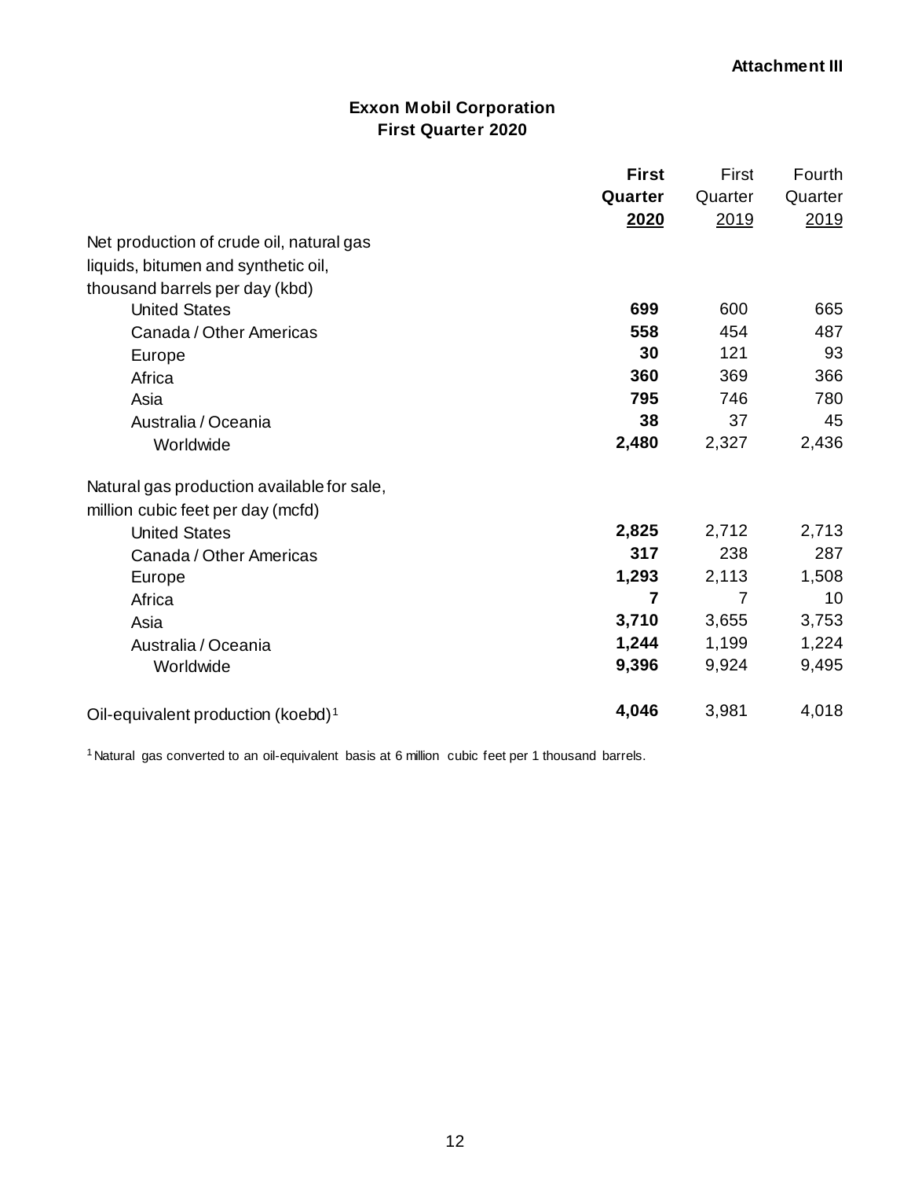**Attachment III**

## Exxon Mobil Corporation
### First Quarter 2020

| | **First Quarter 2020** | First Quarter 2019 | Fourth Quarter 2019 |
|---|---|---|---|
| Net production of crude oil, natural gas liquids, bitumen and synthetic oil, thousand barrels per day (kbd) | | | |
| United States | **699** | 600 | 665 |
| Canada / Other Americas | **558** | 454 | 487 |
| Europe | **30** | 121 | 93 |
| Africa | **360** | 369 | 366 |
| Asia | **795** | 746 | 780 |
| Australia / Oceania | **38** | 37 | 45 |
| Worldwide | **2,480** | 2,327 | 2,436 |
| | | | |
| Natural gas production available for sale, million cubic feet per day (mcfd) | | | |
| United States | **2,825** | 2,712 | 2,713 |
| Canada / Other Americas | **317** | 238 | 287 |
| Europe | **1,293** | 2,113 | 1,508 |
| Africa | **7** | 7 | 10 |
| Asia | **3,710** | 3,655 | 3,753 |
| Australia / Oceania | **1,244** | 1,199 | 1,224 |
| Worldwide | **9,396** | 9,924 | 9,495 |
| | | | |
| Oil-equivalent production (koebd)[1] | **4,046** | 3,981 | 4,018 |

[1] Natural gas converted to an oil-equivalent basis at 6 million cubic feet per 1 thousand barrels.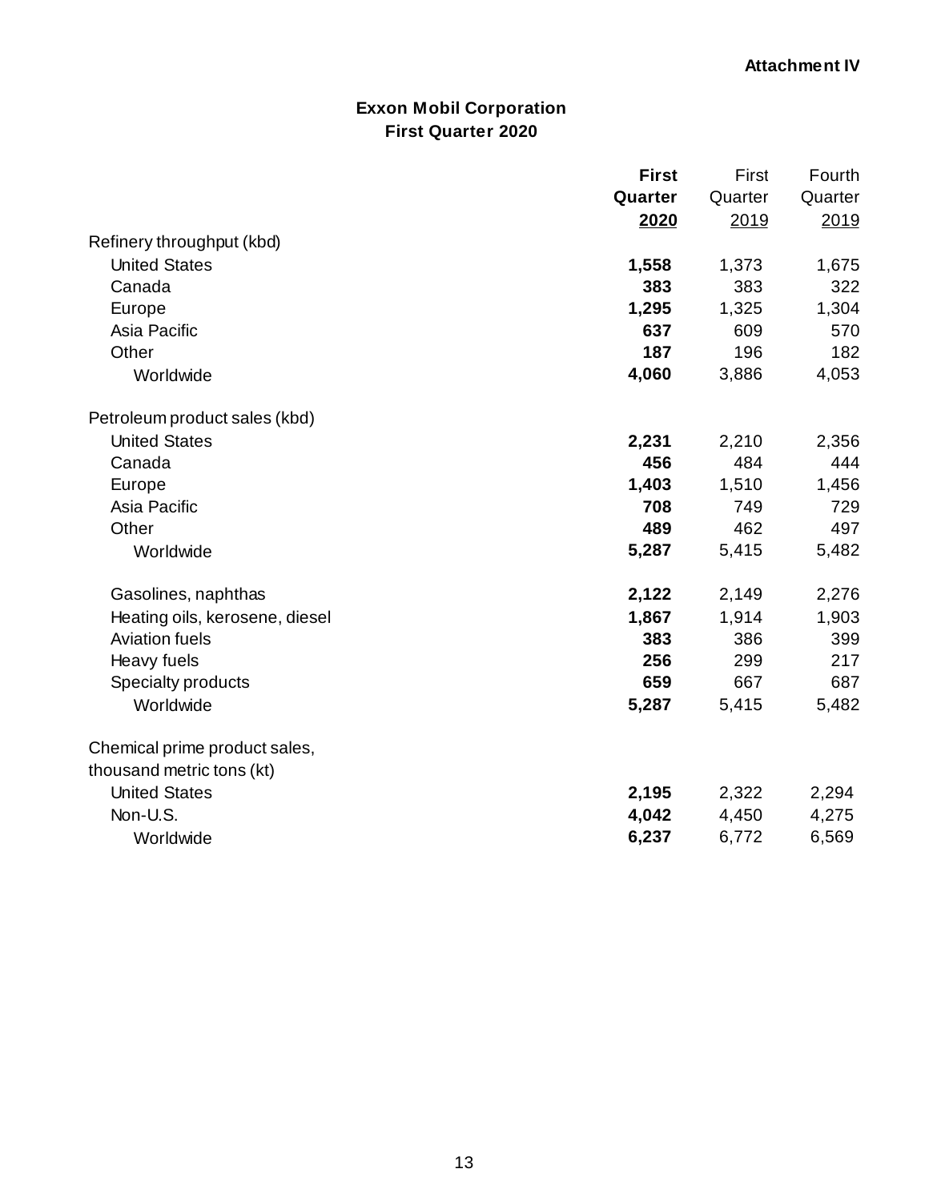**Attachment IV**

## Exxon Mobil Corporation
## First Quarter 2020

| | **First Quarter 2020** | First Quarter 2019 | Fourth Quarter 2019 |
|---|---|---|---|
| Refinery throughput (kbd) | | | |
| United States | **1,558** | 1,373 | 1,675 |
| Canada | **383** | 383 | 322 |
| Europe | **1,295** | 1,325 | 1,304 |
| Asia Pacific | **637** | 609 | 570 |
| Other | **187** | 196 | 182 |
| Worldwide | **4,060** | 3,886 | 4,053 |
| | | | |
| Petroleum product sales (kbd) | | | |
| United States | **2,231** | 2,210 | 2,356 |
| Canada | **456** | 484 | 444 |
| Europe | **1,403** | 1,510 | 1,456 |
| Asia Pacific | **708** | 749 | 729 |
| Other | **489** | 462 | 497 |
| Worldwide | **5,287** | 5,415 | 5,482 |
| | | | |
| Gasolines, naphthas | **2,122** | 2,149 | 2,276 |
| Heating oils, kerosene, diesel | **1,867** | 1,914 | 1,903 |
| Aviation fuels | **383** | 386 | 399 |
| Heavy fuels | **256** | 299 | 217 |
| Specialty products | **659** | 667 | 687 |
| Worldwide | **5,287** | 5,415 | 5,482 |
| | | | |
| Chemical prime product sales, thousand metric tons (kt) | | | |
| United States | **2,195** | 2,322 | 2,294 |
| Non-U.S. | **4,042** | 4,450 | 4,275 |
| Worldwide | **6,237** | 6,772 | 6,569 |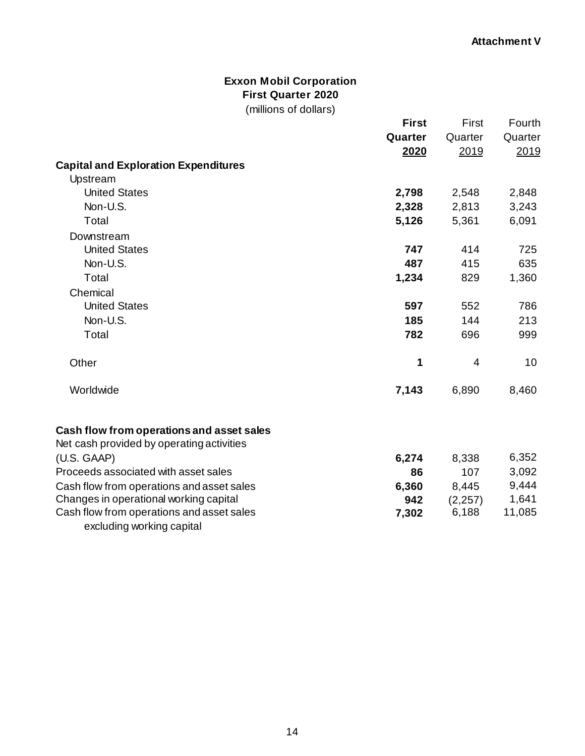**Attachment V**

# Exxon Mobil Corporation
## First Quarter 2020
(millions of dollars)

| | **First Quarter 2020** | First Quarter 2019 | Fourth Quarter 2019 |
|---|---|---|---|
| **Capital and Exploration Expenditures** | | | |
| Upstream | | | |
| United States | **2,798** | 2,548 | 2,848 |
| Non-U.S. | **2,328** | 2,813 | 3,243 |
| Total | **5,126** | 5,361 | 6,091 |
| Downstream | | | |
| United States | **747** | 414 | 725 |
| Non-U.S. | **487** | 415 | 635 |
| Total | **1,234** | 829 | 1,360 |
| Chemical | | | |
| United States | **597** | 552 | 786 |
| Non-U.S. | **185** | 144 | 213 |
| Total | **782** | 696 | 999 |
| Other | **1** | 4 | 10 |
| Worldwide | **7,143** | 6,890 | 8,460 |
| | | | |
| **Cash flow from operations and asset sales** | | | |
| Net cash provided by operating activities (U.S. GAAP) | **6,274** | 8,338 | 6,352 |
| Proceeds associated with asset sales | **86** | 107 | 3,092 |
| Cash flow from operations and asset sales | **6,360** | 8,445 | 9,444 |
| Changes in operational working capital | **942** | (2,257) | 1,641 |
| Cash flow from operations and asset sales excluding working capital | **7,302** | 6,188 | 11,085 |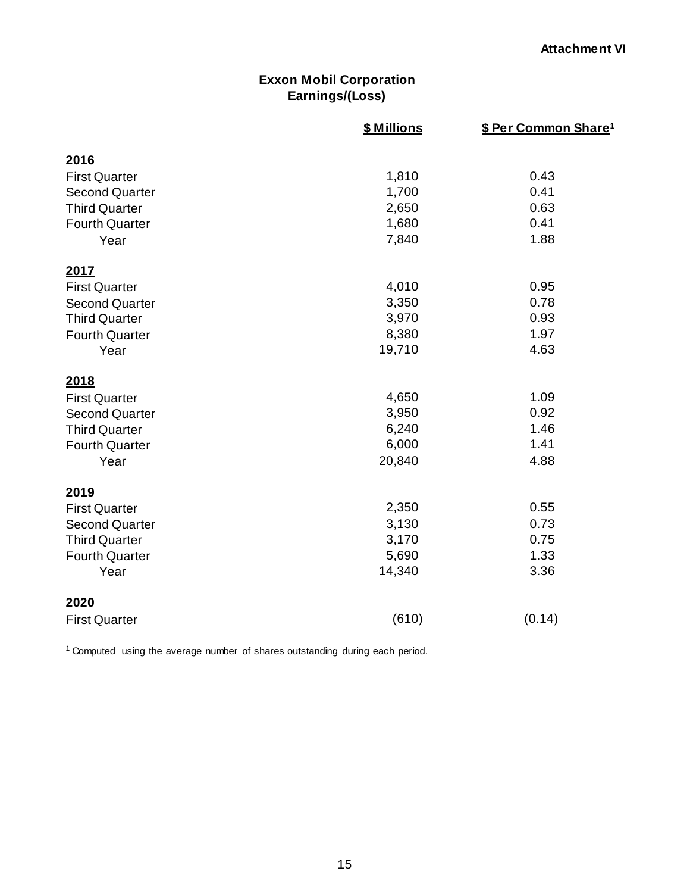**Attachment VI**

## Exxon Mobil Corporation
## Earnings/(Loss)

| | $ Millions | $ Per Common Share[1] |
|---|---|---|
| **2016** | | |
| First Quarter | 1,810 | 0.43 |
| Second Quarter | 1,700 | 0.41 |
| Third Quarter | 2,650 | 0.63 |
| Fourth Quarter | 1,680 | 0.41 |
| Year | 7,840 | 1.88 |
| **2017** | | |
| First Quarter | 4,010 | 0.95 |
| Second Quarter | 3,350 | 0.78 |
| Third Quarter | 3,970 | 0.93 |
| Fourth Quarter | 8,380 | 1.97 |
| Year | 19,710 | 4.63 |
| **2018** | | |
| First Quarter | 4,650 | 1.09 |
| Second Quarter | 3,950 | 0.92 |
| Third Quarter | 6,240 | 1.46 |
| Fourth Quarter | 6,000 | 1.41 |
| Year | 20,840 | 4.88 |
| **2019** | | |
| First Quarter | 2,350 | 0.55 |
| Second Quarter | 3,130 | 0.73 |
| Third Quarter | 3,170 | 0.75 |
| Fourth Quarter | 5,690 | 1.33 |
| Year | 14,340 | 3.36 |
| **2020** | | |
| First Quarter | (610) | (0.14) |

[1] Computed using the average number of shares outstanding during each period.